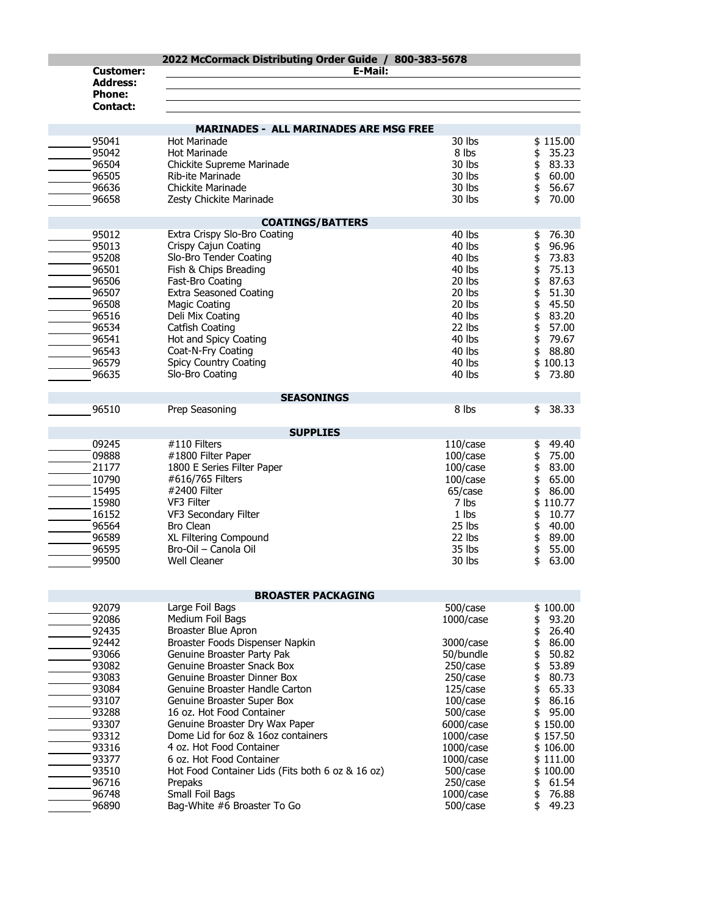## 2022 McCormack Distributing Order Guide / 800-383-5678

**Customer:** **E-Mail:**
**Address:**
**Phone:**
**Contact:**

| Qty | Item # | Description | Size | Price |
|---|---|---|---|---|
| | | **MARINADES - ALL MARINADES ARE MSG FREE** | | |
| | 95041 | Hot Marinade | 30 lbs | $ 115.00 |
| | 95042 | Hot Marinade | 8 lbs | $ 35.23 |
| | 96504 | Chickite Supreme Marinade | 30 lbs | $ 83.33 |
| | 96505 | Rib-ite Marinade | 30 lbs | $ 60.00 |
| | 96636 | Chickite Marinade | 30 lbs | $ 56.67 |
| | 96658 | Zesty Chickite Marinade | 30 lbs | $ 70.00 |
| | | **COATINGS/BATTERS** | | |
| | 95012 | Extra Crispy Slo-Bro Coating | 40 lbs | $ 76.30 |
| | 95013 | Crispy Cajun Coating | 40 lbs | $ 96.96 |
| | 95208 | Slo-Bro Tender Coating | 40 lbs | $ 73.83 |
| | 96501 | Fish & Chips Breading | 40 lbs | $ 75.13 |
| | 96506 | Fast-Bro Coating | 20 lbs | $ 87.63 |
| | 96507 | Extra Seasoned Coating | 20 lbs | $ 51.30 |
| | 96508 | Magic Coating | 20 lbs | $ 45.50 |
| | 96516 | Deli Mix Coating | 40 lbs | $ 83.20 |
| | 96534 | Catfish Coating | 22 lbs | $ 57.00 |
| | 96541 | Hot and Spicy Coating | 40 lbs | $ 79.67 |
| | 96543 | Coat-N-Fry Coating | 40 lbs | $ 88.80 |
| | 96579 | Spicy Country Coating | 40 lbs | $ 100.13 |
| | 96635 | Slo-Bro Coating | 40 lbs | $ 73.80 |
| | | **SEASONINGS** | | |
| | 96510 | Prep Seasoning | 8 lbs | $ 38.33 |
| | | **SUPPLIES** | | |
| | 09245 | #110 Filters | 110/case | $ 49.40 |
| | 09888 | #1800 Filter Paper | 100/case | $ 75.00 |
| | 21177 | 1800 E Series Filter Paper | 100/case | $ 83.00 |
| | 10790 | #616/765 Filters | 100/case | $ 65.00 |
| | 15495 | #2400 Filter | 65/case | $ 86.00 |
| | 15980 | VF3 Filter | 7 lbs | $ 110.77 |
| | 16152 | VF3 Secondary Filter | 1 lbs | $ 10.77 |
| | 96564 | Bro Clean | 25 lbs | $ 40.00 |
| | 96589 | XL Filtering Compound | 22 lbs | $ 89.00 |
| | 96595 | Bro-Oil – Canola Oil | 35 lbs | $ 55.00 |
| | 99500 | Well Cleaner | 30 lbs | $ 63.00 |
| | | **BROASTER PACKAGING** | | |
| | 92079 | Large Foil Bags | 500/case | $ 100.00 |
| | 92086 | Medium Foil Bags | 1000/case | $ 93.20 |
| | 92435 | Broaster Blue Apron | | $ 26.40 |
| | 92442 | Broaster Foods Dispenser Napkin | 3000/case | $ 86.00 |
| | 93066 | Genuine Broaster Party Pak | 50/bundle | $ 50.82 |
| | 93082 | Genuine Broaster Snack Box | 250/case | $ 53.89 |
| | 93083 | Genuine Broaster Dinner Box | 250/case | $ 80.73 |
| | 93084 | Genuine Broaster Handle Carton | 125/case | $ 65.33 |
| | 93107 | Genuine Broaster Super Box | 100/case | $ 86.16 |
| | 93288 | 16 oz. Hot Food Container | 500/case | $ 95.00 |
| | 93307 | Genuine Broaster Dry Wax Paper | 6000/case | $ 150.00 |
| | 93312 | Dome Lid for 6oz & 16oz containers | 1000/case | $ 157.50 |
| | 93316 | 4 oz. Hot Food Container | 1000/case | $ 106.00 |
| | 93377 | 6 oz. Hot Food Container | 1000/case | $ 111.00 |
| | 93510 | Hot Food Container Lids (Fits both 6 oz & 16 oz) | 500/case | $ 100.00 |
| | 96716 | Prepaks | 250/case | $ 61.54 |
| | 96748 | Small Foil Bags | 1000/case | $ 76.88 |
| | 96890 | Bag-White #6 Broaster To Go | 500/case | $ 49.23 |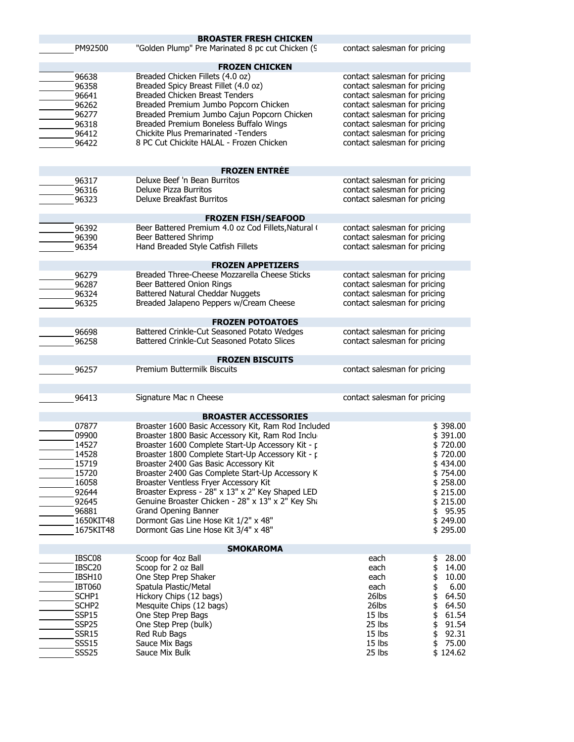| | | | | |
|---|---|---|---|---|
| | | **BROASTER FRESH CHICKEN** | | |
| | PM92500 | "Golden Plump" Pre Marinated 8 pc cut Chicken (9 | contact salesman for pricing | |
| | | **FROZEN CHICKEN** | | |
| | 96638 | Breaded Chicken Fillets (4.0 oz) | contact salesman for pricing | |
| | 96358 | Breaded Spicy Breast Fillet (4.0 oz) | contact salesman for pricing | |
| | 96641 | Breaded Chicken Breast Tenders | contact salesman for pricing | |
| | 96262 | Breaded Premium Jumbo Popcorn Chicken | contact salesman for pricing | |
| | 96277 | Breaded Premium Jumbo Cajun Popcorn Chicken | contact salesman for pricing | |
| | 96318 | Breaded Premium Boneless Buffalo Wings | contact salesman for pricing | |
| | 96412 | Chickite Plus Premarinated -Tenders | contact salesman for pricing | |
| | 96422 | 8 PC Cut Chickite HALAL - Frozen Chicken | contact salesman for pricing | |
| | | **FROZEN ENTRÉE** | | |
| | 96317 | Deluxe Beef 'n Bean Burritos | contact salesman for pricing | |
| | 96316 | Deluxe Pizza Burritos | contact salesman for pricing | |
| | 96323 | Deluxe Breakfast Burritos | contact salesman for pricing | |
| | | **FROZEN FISH/SEAFOOD** | | |
| | 96392 | Beer Battered Premium 4.0 oz Cod Fillets,Natural ( | contact salesman for pricing | |
| | 96390 | Beer Battered Shrimp | contact salesman for pricing | |
| | 96354 | Hand Breaded Style Catfish Fillets | contact salesman for pricing | |
| | | **FROZEN APPETIZERS** | | |
| | 96279 | Breaded Three-Cheese Mozzarella Cheese Sticks | contact salesman for pricing | |
| | 96287 | Beer Battered Onion Rings | contact salesman for pricing | |
| | 96324 | Battered Natural Cheddar Nuggets | contact salesman for pricing | |
| | 96325 | Breaded Jalapeno Peppers w/Cream Cheese | contact salesman for pricing | |
| | | **FROZEN POTATOES** | | |
| | 96698 | Battered Crinkle-Cut Seasoned Potato Wedges | contact salesman for pricing | |
| | 96258 | Battered Crinkle-Cut Seasoned Potato Slices | contact salesman for pricing | |
| | | **FROZEN BISCUITS** | | |
| | 96257 | Premium Buttermilk Biscuits | contact salesman for pricing | |
| | | | | |
| | 96413 | Signature Mac n Cheese | contact salesman for pricing | |
| | | **BROASTER ACCESSORIES** | | |
| | 07877 | Broaster 1600 Basic Accessory Kit, Ram Rod Included | | $ 398.00 |
| | 09900 | Broaster 1800 Basic Accessory Kit, Ram Rod Inclu | | $ 391.00 |
| | 14527 | Broaster 1600 Complete Start-Up Accessory Kit - p | | $ 720.00 |
| | 14528 | Broaster 1800 Complete Start-Up Accessory Kit - p | | $ 720.00 |
| | 15719 | Broaster 2400 Gas Basic Accessory Kit | | $ 434.00 |
| | 15720 | Broaster 2400 Gas Complete Start-Up Accessory K | | $ 754.00 |
| | 16058 | Broaster Ventless Fryer Accessory Kit | | $ 258.00 |
| | 92644 | Broaster Express - 28" x 13" x 2" Key Shaped LED | | $ 215.00 |
| | 92645 | Genuine Broaster Chicken - 28" x 13" x 2" Key Sha | | $ 215.00 |
| | 96881 | Grand Opening Banner | | $ 95.95 |
| | 1650KIT48 | Dormont Gas Line Hose Kit 1/2" x 48" | | $ 249.00 |
| | 1675KIT48 | Dormont Gas Line Hose Kit 3/4" x 48" | | $ 295.00 |
| | | **SMOKAROMA** | | |
| | IBSC08 | Scoop for 4oz Ball | each | $ 28.00 |
| | IBSC20 | Scoop for 2 oz Ball | each | $ 14.00 |
| | IBSH10 | One Step Prep Shaker | each | $ 10.00 |
| | IBT060 | Spatula Plastic/Metal | each | $ 6.00 |
| | SCHP1 | Hickory Chips (12 bags) | 26lbs | $ 64.50 |
| | SCHP2 | Mesquite Chips (12 bags) | 26lbs | $ 64.50 |
| | SSP15 | One Step Prep Bags | 15 lbs | $ 61.54 |
| | SSP25 | One Step Prep (bulk) | 25 lbs | $ 91.54 |
| | SSR15 | Red Rub Bags | 15 lbs | $ 92.31 |
| | SSS15 | Sauce Mix Bags | 15 lbs | $ 75.00 |
| | SSS25 | Sauce Mix Bulk | 25 lbs | $ 124.62 |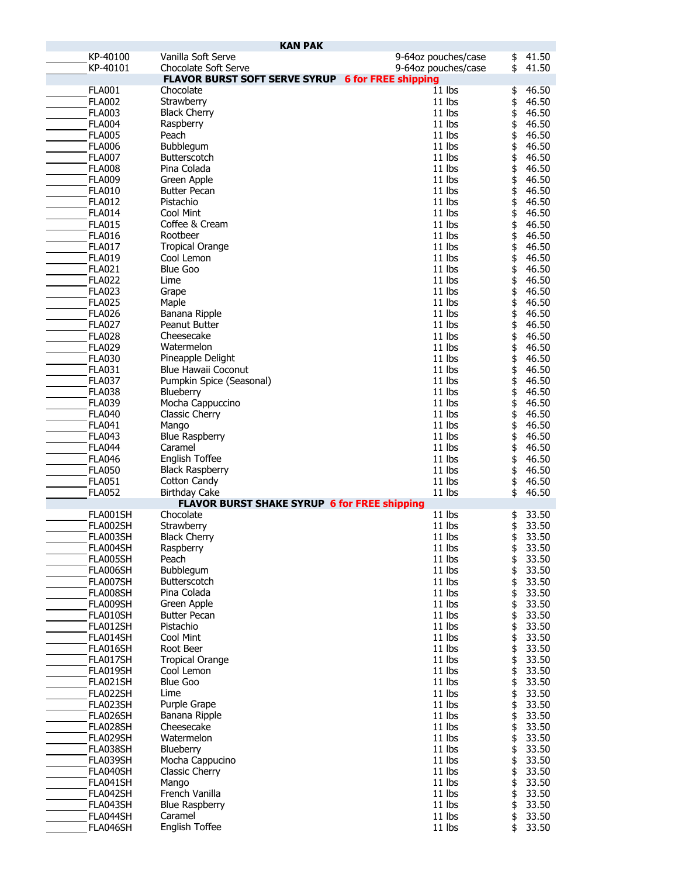| | | | | |
|---|---|---|---|---|
| | | **KAN PAK** | | |
| | KP-40100 | Vanilla Soft Serve | 9-64oz pouches/case | $ 41.50 |
| | KP-40101 | Chocolate Soft Serve | 9-64oz pouches/case | $ 41.50 |
| | | **FLAVOR BURST SOFT SERVE SYRUP 6 for FREE shipping** | | |
| | FLA001 | Chocolate | 11 lbs | $ 46.50 |
| | FLA002 | Strawberry | 11 lbs | $ 46.50 |
| | FLA003 | Black Cherry | 11 lbs | $ 46.50 |
| | FLA004 | Raspberry | 11 lbs | $ 46.50 |
| | FLA005 | Peach | 11 lbs | $ 46.50 |
| | FLA006 | Bubblegum | 11 lbs | $ 46.50 |
| | FLA007 | Butterscotch | 11 lbs | $ 46.50 |
| | FLA008 | Pina Colada | 11 lbs | $ 46.50 |
| | FLA009 | Green Apple | 11 lbs | $ 46.50 |
| | FLA010 | Butter Pecan | 11 lbs | $ 46.50 |
| | FLA012 | Pistachio | 11 lbs | $ 46.50 |
| | FLA014 | Cool Mint | 11 lbs | $ 46.50 |
| | FLA015 | Coffee & Cream | 11 lbs | $ 46.50 |
| | FLA016 | Rootbeer | 11 lbs | $ 46.50 |
| | FLA017 | Tropical Orange | 11 lbs | $ 46.50 |
| | FLA019 | Cool Lemon | 11 lbs | $ 46.50 |
| | FLA021 | Blue Goo | 11 lbs | $ 46.50 |
| | FLA022 | Lime | 11 lbs | $ 46.50 |
| | FLA023 | Grape | 11 lbs | $ 46.50 |
| | FLA025 | Maple | 11 lbs | $ 46.50 |
| | FLA026 | Banana Ripple | 11 lbs | $ 46.50 |
| | FLA027 | Peanut Butter | 11 lbs | $ 46.50 |
| | FLA028 | Cheesecake | 11 lbs | $ 46.50 |
| | FLA029 | Watermelon | 11 lbs | $ 46.50 |
| | FLA030 | Pineapple Delight | 11 lbs | $ 46.50 |
| | FLA031 | Blue Hawaii Coconut | 11 lbs | $ 46.50 |
| | FLA037 | Pumpkin Spice (Seasonal) | 11 lbs | $ 46.50 |
| | FLA038 | Blueberry | 11 lbs | $ 46.50 |
| | FLA039 | Mocha Cappuccino | 11 lbs | $ 46.50 |
| | FLA040 | Classic Cherry | 11 lbs | $ 46.50 |
| | FLA041 | Mango | 11 lbs | $ 46.50 |
| | FLA043 | Blue Raspberry | 11 lbs | $ 46.50 |
| | FLA044 | Caramel | 11 lbs | $ 46.50 |
| | FLA046 | English Toffee | 11 lbs | $ 46.50 |
| | FLA050 | Black Raspberry | 11 lbs | $ 46.50 |
| | FLA051 | Cotton Candy | 11 lbs | $ 46.50 |
| | FLA052 | Birthday Cake | 11 lbs | $ 46.50 |
| | | **FLAVOR BURST SHAKE SYRUP 6 for FREE shipping** | | |
| | FLA001SH | Chocolate | 11 lbs | $ 33.50 |
| | FLA002SH | Strawberry | 11 lbs | $ 33.50 |
| | FLA003SH | Black Cherry | 11 lbs | $ 33.50 |
| | FLA004SH | Raspberry | 11 lbs | $ 33.50 |
| | FLA005SH | Peach | 11 lbs | $ 33.50 |
| | FLA006SH | Bubblegum | 11 lbs | $ 33.50 |
| | FLA007SH | Butterscotch | 11 lbs | $ 33.50 |
| | FLA008SH | Pina Colada | 11 lbs | $ 33.50 |
| | FLA009SH | Green Apple | 11 lbs | $ 33.50 |
| | FLA010SH | Butter Pecan | 11 lbs | $ 33.50 |
| | FLA012SH | Pistachio | 11 lbs | $ 33.50 |
| | FLA014SH | Cool Mint | 11 lbs | $ 33.50 |
| | FLA016SH | Root Beer | 11 lbs | $ 33.50 |
| | FLA017SH | Tropical Orange | 11 lbs | $ 33.50 |
| | FLA019SH | Cool Lemon | 11 lbs | $ 33.50 |
| | FLA021SH | Blue Goo | 11 lbs | $ 33.50 |
| | FLA022SH | Lime | 11 lbs | $ 33.50 |
| | FLA023SH | Purple Grape | 11 lbs | $ 33.50 |
| | FLA026SH | Banana Ripple | 11 lbs | $ 33.50 |
| | FLA028SH | Cheesecake | 11 lbs | $ 33.50 |
| | FLA029SH | Watermelon | 11 lbs | $ 33.50 |
| | FLA038SH | Blueberry | 11 lbs | $ 33.50 |
| | FLA039SH | Mocha Cappucino | 11 lbs | $ 33.50 |
| | FLA040SH | Classic Cherry | 11 lbs | $ 33.50 |
| | FLA041SH | Mango | 11 lbs | $ 33.50 |
| | FLA042SH | French Vanilla | 11 lbs | $ 33.50 |
| | FLA043SH | Blue Raspberry | 11 lbs | $ 33.50 |
| | FLA044SH | Caramel | 11 lbs | $ 33.50 |
| | FLA046SH | English Toffee | 11 lbs | $ 33.50 |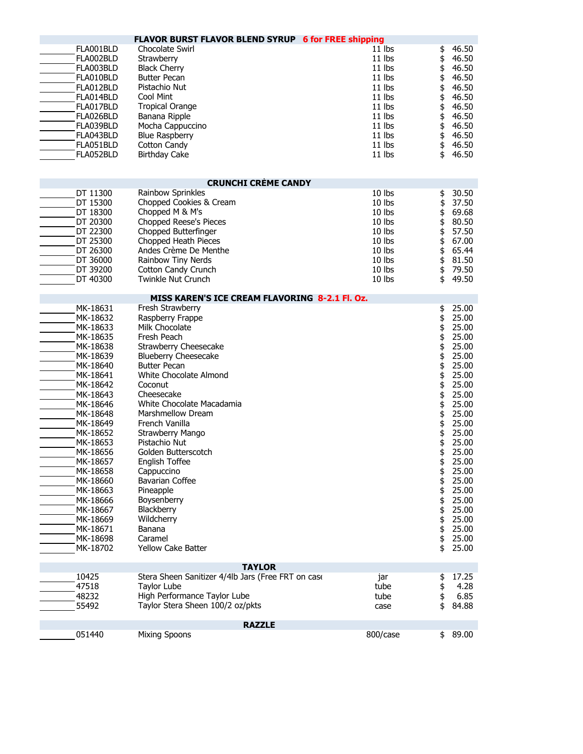| | | | | |
|---|---|---|---|---|
| | **FLAVOR BURST FLAVOR BLEND SYRUP 6 for FREE shipping** | | | |
| | FLA001BLD | Chocolate Swirl | 11 lbs | $ 46.50 |
| | FLA002BLD | Strawberry | 11 lbs | $ 46.50 |
| | FLA003BLD | Black Cherry | 11 lbs | $ 46.50 |
| | FLA010BLD | Butter Pecan | 11 lbs | $ 46.50 |
| | FLA012BLD | Pistachio Nut | 11 lbs | $ 46.50 |
| | FLA014BLD | Cool Mint | 11 lbs | $ 46.50 |
| | FLA017BLD | Tropical Orange | 11 lbs | $ 46.50 |
| | FLA026BLD | Banana Ripple | 11 lbs | $ 46.50 |
| | FLA039BLD | Mocha Cappuccino | 11 lbs | $ 46.50 |
| | FLA043BLD | Blue Raspberry | 11 lbs | $ 46.50 |
| | FLA051BLD | Cotton Candy | 11 lbs | $ 46.50 |
| | FLA052BLD | Birthday Cake | 11 lbs | $ 46.50 |
| | **CRUNCHI CRÈME CANDY** | | | |
| | DT 11300 | Rainbow Sprinkles | 10 lbs | $ 30.50 |
| | DT 15300 | Chopped Cookies & Cream | 10 lbs | $ 37.50 |
| | DT 18300 | Chopped M & M's | 10 lbs | $ 69.68 |
| | DT 20300 | Chopped Reese's Pieces | 10 lbs | $ 80.50 |
| | DT 22300 | Chopped Butterfinger | 10 lbs | $ 57.50 |
| | DT 25300 | Chopped Heath Pieces | 10 lbs | $ 67.00 |
| | DT 26300 | Andes Crème De Menthe | 10 lbs | $ 65.44 |
| | DT 36000 | Rainbow Tiny Nerds | 10 lbs | $ 81.50 |
| | DT 39200 | Cotton Candy Crunch | 10 lbs | $ 79.50 |
| | DT 40300 | Twinkle Nut Crunch | 10 lbs | $ 49.50 |
| | **MISS KAREN'S ICE CREAM FLAVORING 8-2.1 Fl. Oz.** | | | |
| | MK-18631 | Fresh Strawberry | | $ 25.00 |
| | MK-18632 | Raspberry Frappe | | $ 25.00 |
| | MK-18633 | Milk Chocolate | | $ 25.00 |
| | MK-18635 | Fresh Peach | | $ 25.00 |
| | MK-18638 | Strawberry Cheesecake | | $ 25.00 |
| | MK-18639 | Blueberry Cheesecake | | $ 25.00 |
| | MK-18640 | Butter Pecan | | $ 25.00 |
| | MK-18641 | White Chocolate Almond | | $ 25.00 |
| | MK-18642 | Coconut | | $ 25.00 |
| | MK-18643 | Cheesecake | | $ 25.00 |
| | MK-18646 | White Chocolate Macadamia | | $ 25.00 |
| | MK-18648 | Marshmellow Dream | | $ 25.00 |
| | MK-18649 | French Vanilla | | $ 25.00 |
| | MK-18652 | Strawberry Mango | | $ 25.00 |
| | MK-18653 | Pistachio Nut | | $ 25.00 |
| | MK-18656 | Golden Butterscotch | | $ 25.00 |
| | MK-18657 | English Toffee | | $ 25.00 |
| | MK-18658 | Cappuccino | | $ 25.00 |
| | MK-18660 | Bavarian Coffee | | $ 25.00 |
| | MK-18663 | Pineapple | | $ 25.00 |
| | MK-18666 | Boysenberry | | $ 25.00 |
| | MK-18667 | Blackberry | | $ 25.00 |
| | MK-18669 | Wildcherry | | $ 25.00 |
| | MK-18671 | Banana | | $ 25.00 |
| | MK-18698 | Caramel | | $ 25.00 |
| | MK-18702 | Yellow Cake Batter | | $ 25.00 |
| | **TAYLOR** | | | |
| | 10425 | Stera Sheen Sanitizer 4/4lb Jars (Free FRT on case | jar | $ 17.25 |
| | 47518 | Taylor Lube | tube | $ 4.28 |
| | 48232 | High Performance Taylor Lube | tube | $ 6.85 |
| | 55492 | Taylor Stera Sheen 100/2 oz/pkts | case | $ 84.88 |
| | **RAZZLE** | | | |
| | 051440 | Mixing Spoons | 800/case | $ 89.00 |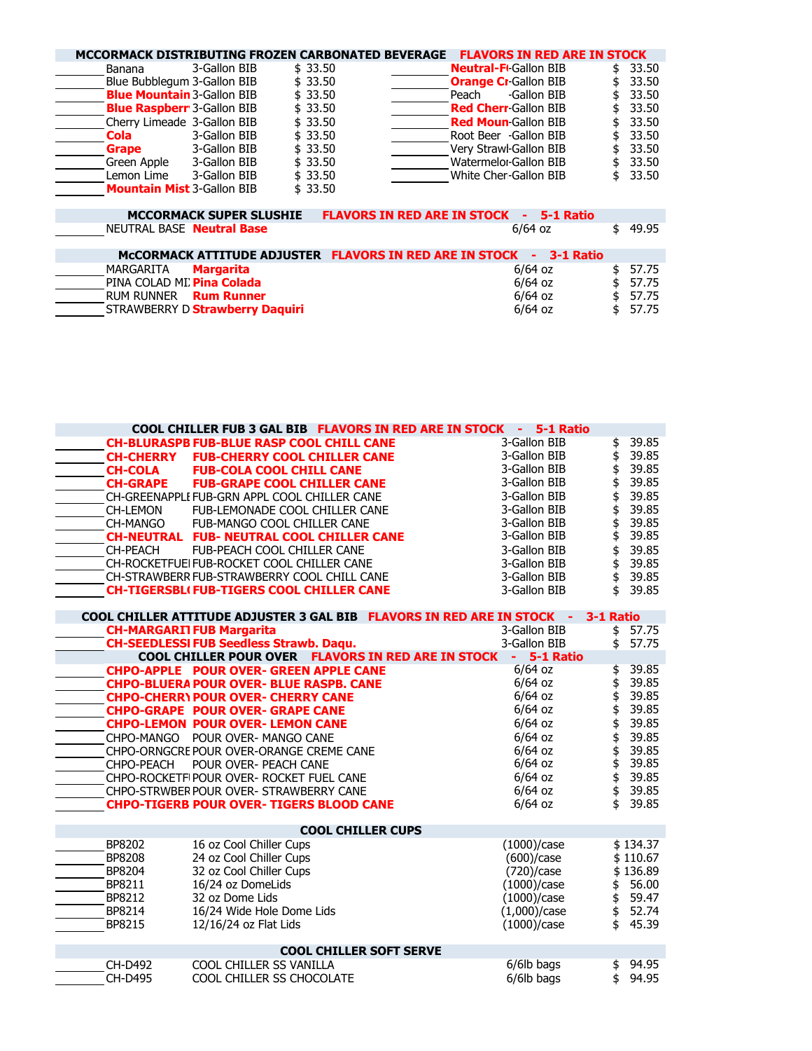| MCCORMACK DISTRIBUTING FROZEN CARBONATED BEVERAGE | FLAVORS IN RED ARE IN STOCK | | | | | | |
|---|---|---|---|---|---|---|---|
| | Banana | 3-Gallon BIB | $ 33.50 | | **Neutral-F** | -Gallon BIB | $ 33.50 |
| | Blue Bubblegum | 3-Gallon BIB | $ 33.50 | | **Orange Cr** | -Gallon BIB | $ 33.50 |
| | **Blue Mountain** | 3-Gallon BIB | $ 33.50 | | Peach | -Gallon BIB | $ 33.50 |
| | **Blue Raspberr** | 3-Gallon BIB | $ 33.50 | | **Red Cherr** | -Gallon BIB | $ 33.50 |
| | Cherry Limeade | 3-Gallon BIB | $ 33.50 | | **Red Moun** | -Gallon BIB | $ 33.50 |
| | **Cola** | 3-Gallon BIB | $ 33.50 | | Root Beer | -Gallon BIB | $ 33.50 |
| | **Grape** | 3-Gallon BIB | $ 33.50 | | Very Strawl | -Gallon BIB | $ 33.50 |
| | Green Apple | 3-Gallon BIB | $ 33.50 | | Watermelo | -Gallon BIB | $ 33.50 |
| | Lemon Lime | 3-Gallon BIB | $ 33.50 | | White Cher | -Gallon BIB | $ 33.50 |
| | **Mountain Mist** | 3-Gallon BIB | $ 33.50 | | | | |

| MCCORMACK SUPER SLUSHIE | FLAVORS IN RED ARE IN STOCK - 5-1 Ratio | | | |
|---|---|---|---|---|
| | NEUTRAL BASE | **Neutral Base** | 6/64 oz | $ 49.95 |

| McCORMACK ATTITUDE ADJUSTER | FLAVORS IN RED ARE IN STOCK - 3-1 Ratio | | | |
|---|---|---|---|---|
| | MARGARITA | **Margarita** | 6/64 oz | $ 57.75 |
| | PINA COLAD MI | **Pina Colada** | 6/64 oz | $ 57.75 |
| | RUM RUNNER | **Rum Runner** | 6/64 oz | $ 57.75 |
| | STRAWBERRY D | **Strawberry Daquiri** | 6/64 oz | $ 57.75 |

| COOL CHILLER FUB 3 GAL BIB | FLAVORS IN RED ARE IN STOCK - 5-1 Ratio | | | |
|---|---|---|---|---|
| | **CH-BLURASPB** | **FUB-BLUE RASP COOL CHILL CANE** | 3-Gallon BIB | $ 39.85 |
| | **CH-CHERRY** | **FUB-CHERRY COOL CHILLER CANE** | 3-Gallon BIB | $ 39.85 |
| | **CH-COLA** | **FUB-COLA COOL CHILL CANE** | 3-Gallon BIB | $ 39.85 |
| | **CH-GRAPE** | **FUB-GRAPE COOL CHILLER CANE** | 3-Gallon BIB | $ 39.85 |
| | CH-GREENAPPLE | FUB-GRN APPL COOL CHILLER CANE | 3-Gallon BIB | $ 39.85 |
| | CH-LEMON | FUB-LEMONADE COOL CHILLER CANE | 3-Gallon BIB | $ 39.85 |
| | CH-MANGO | FUB-MANGO COOL CHILLER CANE | 3-Gallon BIB | $ 39.85 |
| | **CH-NEUTRAL** | **FUB- NEUTRAL COOL CHILLER CANE** | 3-Gallon BIB | $ 39.85 |
| | CH-PEACH | FUB-PEACH COOL CHILLER CANE | 3-Gallon BIB | $ 39.85 |
| | CH-ROCKETFUEI | FUB-ROCKET COOL CHILLER CANE | 3-Gallon BIB | $ 39.85 |
| | CH-STRAWBERR | FUB-STRAWBERRY COOL CHILL CANE | 3-Gallon BIB | $ 39.85 |
| | **CH-TIGERSBL** | **FUB-TIGERS COOL CHILLER CANE** | 3-Gallon BIB | $ 39.85 |

| COOL CHILLER ATTITUDE ADJUSTER 3 GAL BIB | FLAVORS IN RED ARE IN STOCK - 3-1 Ratio | | | |
|---|---|---|---|---|
| | **CH-MARGARIT** | **FUB Margarita** | 3-Gallon BIB | $ 57.75 |
| | **CH-SEEDLESSI** | **FUB Seedless Strawb. Daqu.** | 3-Gallon BIB | $ 57.75 |

| COOL CHILLER POUR OVER | FLAVORS IN RED ARE IN STOCK - 5-1 Ratio | | | |
|---|---|---|---|---|
| | **CHPO-APPLE** | **POUR OVER- GREEN APPLE CANE** | 6/64 oz | $ 39.85 |
| | **CHPO-BLUERA** | **POUR OVER- BLUE RASPB. CANE** | 6/64 oz | $ 39.85 |
| | **CHPO-CHERRY** | **POUR OVER- CHERRY CANE** | 6/64 oz | $ 39.85 |
| | **CHPO-GRAPE** | **POUR OVER- GRAPE CANE** | 6/64 oz | $ 39.85 |
| | **CHPO-LEMON** | **POUR OVER- LEMON CANE** | 6/64 oz | $ 39.85 |
| | CHPO-MANGO | POUR OVER- MANGO CANE | 6/64 oz | $ 39.85 |
| | CHPO-ORNGCRE | POUR OVER-ORANGE CREME CANE | 6/64 oz | $ 39.85 |
| | CHPO-PEACH | POUR OVER- PEACH CANE | 6/64 oz | $ 39.85 |
| | CHPO-ROCKETFI | POUR OVER- ROCKET FUEL CANE | 6/64 oz | $ 39.85 |
| | CHPO-STRWBER | POUR OVER- STRAWBERRY CANE | 6/64 oz | $ 39.85 |
| | **CHPO-TIGERB** | **POUR OVER- TIGERS BLOOD CANE** | 6/64 oz | $ 39.85 |

| COOL CHILLER CUPS | | | | |
|---|---|---|---|---|
| | BP8202 | 16 oz Cool Chiller Cups | (1000)/case | $ 134.37 |
| | BP8208 | 24 oz Cool Chiller Cups | (600)/case | $ 110.67 |
| | BP8204 | 32 oz Cool Chiller Cups | (720)/case | $ 136.89 |
| | BP8211 | 16/24 oz DomeLids | (1000)/case | $ 56.00 |
| | BP8212 | 32 oz Dome Lids | (1000)/case | $ 59.47 |
| | BP8214 | 16/24 Wide Hole Dome Lids | (1,000)/case | $ 52.74 |
| | BP8215 | 12/16/24 oz Flat Lids | (1000)/case | $ 45.39 |

| COOL CHILLER SOFT SERVE | | | | |
|---|---|---|---|---|
| | CH-D492 | COOL CHILLER SS VANILLA | 6/6lb bags | $ 94.95 |
| | CH-D495 | COOL CHILLER SS CHOCOLATE | 6/6lb bags | $ 94.95 |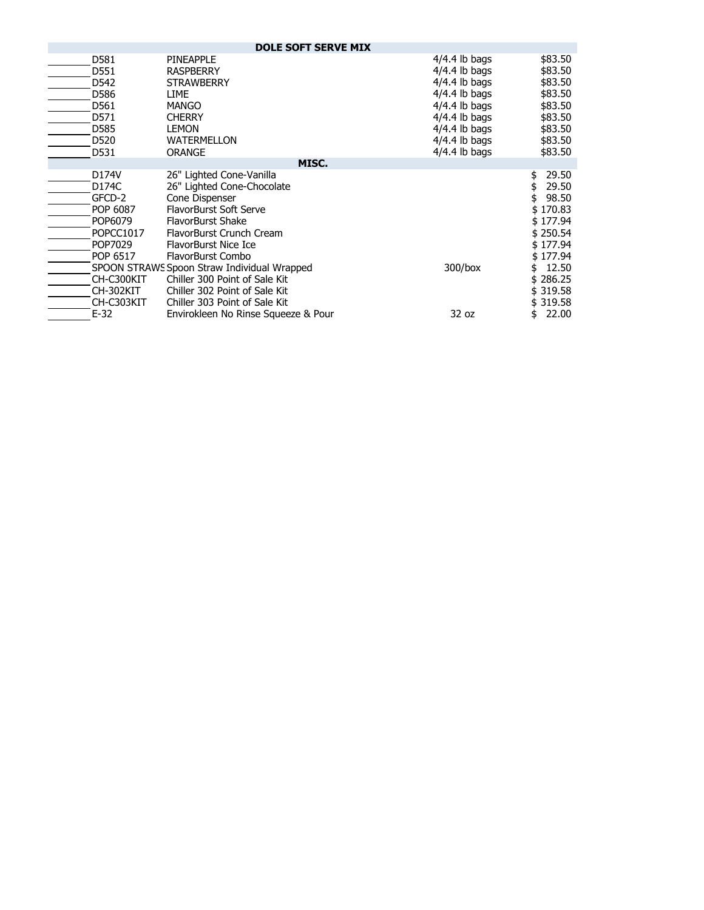| | | | | |
|---|---|---|---|---|
| | | **DOLE SOFT SERVE MIX** | | |
| | D581 | PINEAPPLE | 4/4.4 lb bags | $83.50 |
| | D551 | RASPBERRY | 4/4.4 lb bags | $83.50 |
| | D542 | STRAWBERRY | 4/4.4 lb bags | $83.50 |
| | D586 | LIME | 4/4.4 lb bags | $83.50 |
| | D561 | MANGO | 4/4.4 lb bags | $83.50 |
| | D571 | CHERRY | 4/4.4 lb bags | $83.50 |
| | D585 | LEMON | 4/4.4 lb bags | $83.50 |
| | D520 | WATERMELLON | 4/4.4 lb bags | $83.50 |
| | D531 | ORANGE | 4/4.4 lb bags | $83.50 |
| | | **MISC.** | | |
| | D174V | 26" Lighted Cone-Vanilla | | $ 29.50 |
| | D174C | 26" Lighted Cone-Chocolate | | $ 29.50 |
| | GFCD-2 | Cone Dispenser | | $ 98.50 |
| | POP 6087 | FlavorBurst Soft Serve | | $ 170.83 |
| | POP6079 | FlavorBurst Shake | | $ 177.94 |
| | POPCC1017 | FlavorBurst Crunch Cream | | $ 250.54 |
| | POP7029 | FlavorBurst Nice Ice | | $ 177.94 |
| | POP 6517 | FlavorBurst Combo | | $ 177.94 |
| | SPOON STRAWS | Spoon Straw Individual Wrapped | 300/box | $ 12.50 |
| | CH-C300KIT | Chiller 300 Point of Sale Kit | | $ 286.25 |
| | CH-302KIT | Chiller 302 Point of Sale Kit | | $ 319.58 |
| | CH-C303KIT | Chiller 303 Point of Sale Kit | | $ 319.58 |
| | E-32 | Envirokleen No Rinse Squeeze & Pour | 32 oz | $ 22.00 |